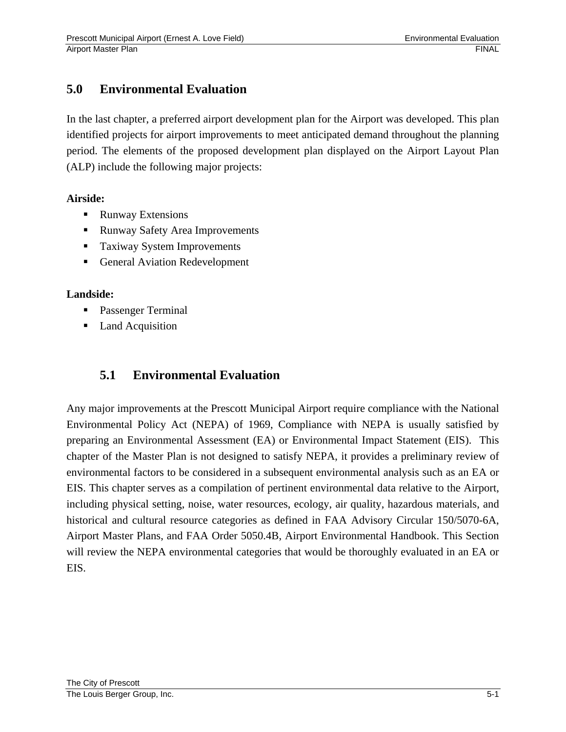# 5.0 Environmental Evaluation

In the last chapter, a preferred airport development plan for the Airport was developed. This plan identified projects for airport improvements to meet anticipated demand throughout the planning period. The elements of the proposed development plan displayed on the Airport Layout Plan (ALP) include the following major projects:

**Airside:**

- Runway Extensions
- Runway Safety Area Improvements
- Taxiway System Improvements
- General Aviation Redevelopment

**Landside:**

- Passenger Terminal
- Land Acquisition

## 5.1 Environmental Evaluation

Any major improvements at the Prescott Municipal Airport require compliance with the National Environmental Policy Act (NEPA) of 1969, Compliance with NEPA is usually satisfied by preparing an Environmental Assessment (EA) or Environmental Impact Statement (EIS). This chapter of the Master Plan is not designed to satisfy NEPA, it provides a preliminary review of environmental factors to be considered in a subsequent environmental analysis such as an EA or EIS. This chapter serves as a compilation of pertinent environmental data relative to the Airport, including physical setting, noise, water resources, ecology, air quality, hazardous materials, and historical and cultural resource categories as defined in FAA Advisory Circular 150/5070-6A, Airport Master Plans, and FAA Order 5050.4B, Airport Environmental Handbook. This Section will review the NEPA environmental categories that would be thoroughly evaluated in an EA or EIS.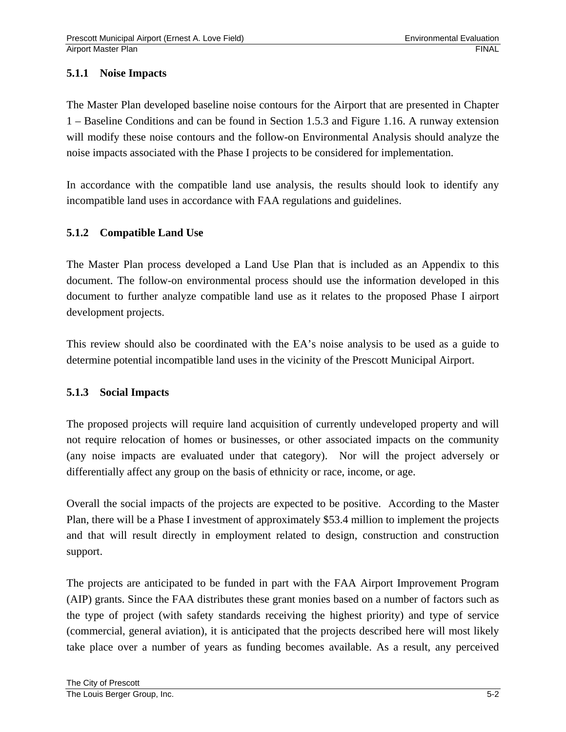### 5.1.1 Noise Impacts

The Master Plan developed baseline noise contours for the Airport that are presented in Chapter 1 – Baseline Conditions and can be found in Section 1.5.3 and Figure 1.16. A runway extension will modify these noise contours and the follow-on Environmental Analysis should analyze the noise impacts associated with the Phase I projects to be considered for implementation.

In accordance with the compatible land use analysis, the results should look to identify any incompatible land uses in accordance with FAA regulations and guidelines.

### 5.1.2 Compatible Land Use

The Master Plan process developed a Land Use Plan that is included as an Appendix to this document. The follow-on environmental process should use the information developed in this document to further analyze compatible land use as it relates to the proposed Phase I airport development projects.

This review should also be coordinated with the EA's noise analysis to be used as a guide to determine potential incompatible land uses in the vicinity of the Prescott Municipal Airport.

### 5.1.3 Social Impacts

The proposed projects will require land acquisition of currently undeveloped property and will not require relocation of homes or businesses, or other associated impacts on the community (any noise impacts are evaluated under that category). Nor will the project adversely or differentially affect any group on the basis of ethnicity or race, income, or age.

Overall the social impacts of the projects are expected to be positive. According to the Master Plan, there will be a Phase I investment of approximately $53.4 million to implement the projects and that will result directly in employment related to design, construction and construction support.

The projects are anticipated to be funded in part with the FAA Airport Improvement Program (AIP) grants. Since the FAA distributes these grant monies based on a number of factors such as the type of project (with safety standards receiving the highest priority) and type of service (commercial, general aviation), it is anticipated that the projects described here will most likely take place over a number of years as funding becomes available. As a result, any perceived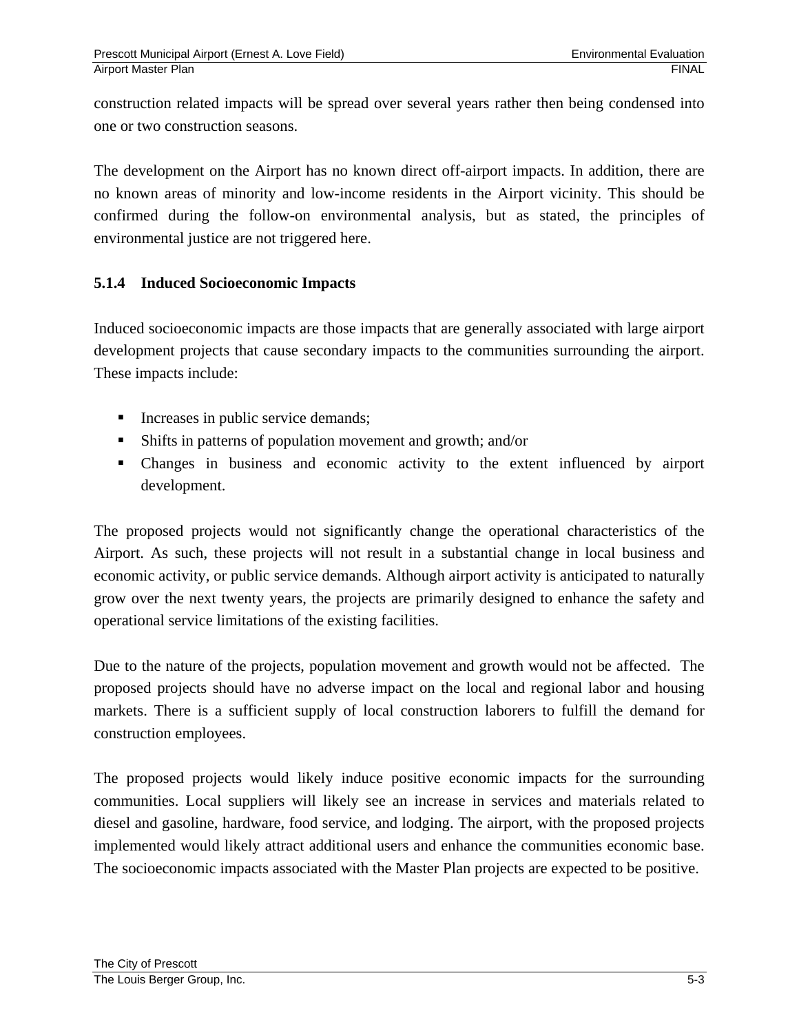construction related impacts will be spread over several years rather then being condensed into one or two construction seasons.

The development on the Airport has no known direct off-airport impacts. In addition, there are no known areas of minority and low-income residents in the Airport vicinity. This should be confirmed during the follow-on environmental analysis, but as stated, the principles of environmental justice are not triggered here.

### 5.1.4 Induced Socioeconomic Impacts

Induced socioeconomic impacts are those impacts that are generally associated with large airport development projects that cause secondary impacts to the communities surrounding the airport. These impacts include:

- Increases in public service demands;
- Shifts in patterns of population movement and growth; and/or
- Changes in business and economic activity to the extent influenced by airport development.

The proposed projects would not significantly change the operational characteristics of the Airport. As such, these projects will not result in a substantial change in local business and economic activity, or public service demands. Although airport activity is anticipated to naturally grow over the next twenty years, the projects are primarily designed to enhance the safety and operational service limitations of the existing facilities.

Due to the nature of the projects, population movement and growth would not be affected. The proposed projects should have no adverse impact on the local and regional labor and housing markets. There is a sufficient supply of local construction laborers to fulfill the demand for construction employees.

The proposed projects would likely induce positive economic impacts for the surrounding communities. Local suppliers will likely see an increase in services and materials related to diesel and gasoline, hardware, food service, and lodging. The airport, with the proposed projects implemented would likely attract additional users and enhance the communities economic base. The socioeconomic impacts associated with the Master Plan projects are expected to be positive.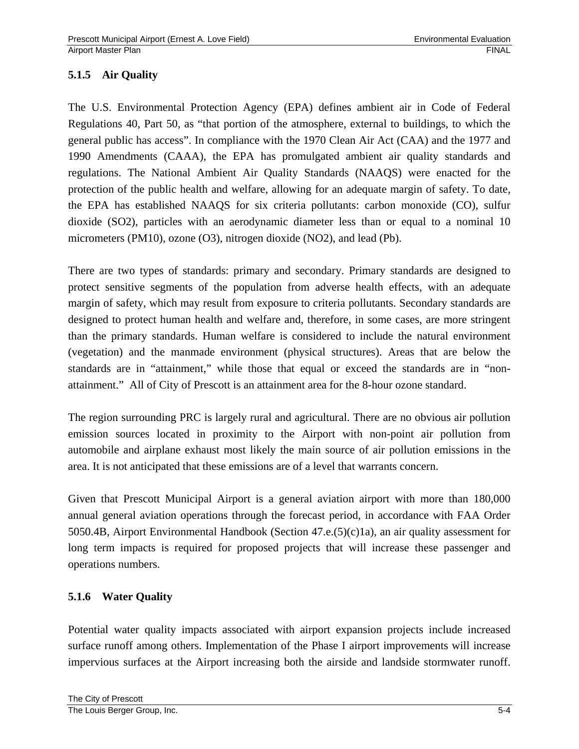### 5.1.5 Air Quality

The U.S. Environmental Protection Agency (EPA) defines ambient air in Code of Federal Regulations 40, Part 50, as "that portion of the atmosphere, external to buildings, to which the general public has access". In compliance with the 1970 Clean Air Act (CAA) and the 1977 and 1990 Amendments (CAAA), the EPA has promulgated ambient air quality standards and regulations. The National Ambient Air Quality Standards (NAAQS) were enacted for the protection of the public health and welfare, allowing for an adequate margin of safety. To date, the EPA has established NAAQS for six criteria pollutants: carbon monoxide (CO), sulfur dioxide (SO2), particles with an aerodynamic diameter less than or equal to a nominal 10 micrometers (PM10), ozone (O3), nitrogen dioxide (NO2), and lead (Pb).

There are two types of standards: primary and secondary. Primary standards are designed to protect sensitive segments of the population from adverse health effects, with an adequate margin of safety, which may result from exposure to criteria pollutants. Secondary standards are designed to protect human health and welfare and, therefore, in some cases, are more stringent than the primary standards. Human welfare is considered to include the natural environment (vegetation) and the manmade environment (physical structures). Areas that are below the standards are in "attainment," while those that equal or exceed the standards are in "non-attainment." All of City of Prescott is an attainment area for the 8-hour ozone standard.

The region surrounding PRC is largely rural and agricultural. There are no obvious air pollution emission sources located in proximity to the Airport with non-point air pollution from automobile and airplane exhaust most likely the main source of air pollution emissions in the area. It is not anticipated that these emissions are of a level that warrants concern.

Given that Prescott Municipal Airport is a general aviation airport with more than 180,000 annual general aviation operations through the forecast period, in accordance with FAA Order 5050.4B, Airport Environmental Handbook (Section 47.e.(5)(c)1a), an air quality assessment for long term impacts is required for proposed projects that will increase these passenger and operations numbers.

### 5.1.6 Water Quality

Potential water quality impacts associated with airport expansion projects include increased surface runoff among others. Implementation of the Phase I airport improvements will increase impervious surfaces at the Airport increasing both the airside and landside stormwater runoff.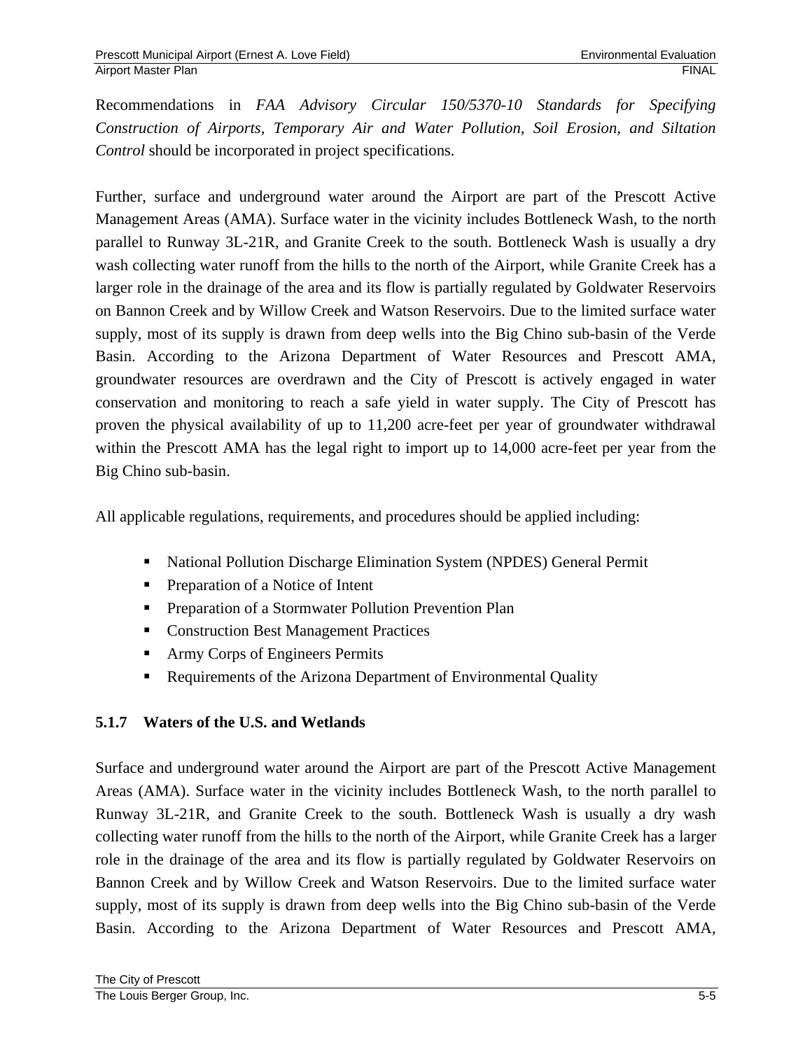Recommendations in *FAA Advisory Circular 150/5370-10 Standards for Specifying Construction of Airports, Temporary Air and Water Pollution, Soil Erosion, and Siltation Control* should be incorporated in project specifications.

Further, surface and underground water around the Airport are part of the Prescott Active Management Areas (AMA). Surface water in the vicinity includes Bottleneck Wash, to the north parallel to Runway 3L-21R, and Granite Creek to the south. Bottleneck Wash is usually a dry wash collecting water runoff from the hills to the north of the Airport, while Granite Creek has a larger role in the drainage of the area and its flow is partially regulated by Goldwater Reservoirs on Bannon Creek and by Willow Creek and Watson Reservoirs. Due to the limited surface water supply, most of its supply is drawn from deep wells into the Big Chino sub-basin of the Verde Basin. According to the Arizona Department of Water Resources and Prescott AMA, groundwater resources are overdrawn and the City of Prescott is actively engaged in water conservation and monitoring to reach a safe yield in water supply. The City of Prescott has proven the physical availability of up to 11,200 acre-feet per year of groundwater withdrawal within the Prescott AMA has the legal right to import up to 14,000 acre-feet per year from the Big Chino sub-basin.

All applicable regulations, requirements, and procedures should be applied including:

- National Pollution Discharge Elimination System (NPDES) General Permit
- Preparation of a Notice of Intent
- Preparation of a Stormwater Pollution Prevention Plan
- Construction Best Management Practices
- Army Corps of Engineers Permits
- Requirements of the Arizona Department of Environmental Quality

### 5.1.7 Waters of the U.S. and Wetlands

Surface and underground water around the Airport are part of the Prescott Active Management Areas (AMA). Surface water in the vicinity includes Bottleneck Wash, to the north parallel to Runway 3L-21R, and Granite Creek to the south. Bottleneck Wash is usually a dry wash collecting water runoff from the hills to the north of the Airport, while Granite Creek has a larger role in the drainage of the area and its flow is partially regulated by Goldwater Reservoirs on Bannon Creek and by Willow Creek and Watson Reservoirs. Due to the limited surface water supply, most of its supply is drawn from deep wells into the Big Chino sub-basin of the Verde Basin. According to the Arizona Department of Water Resources and Prescott AMA,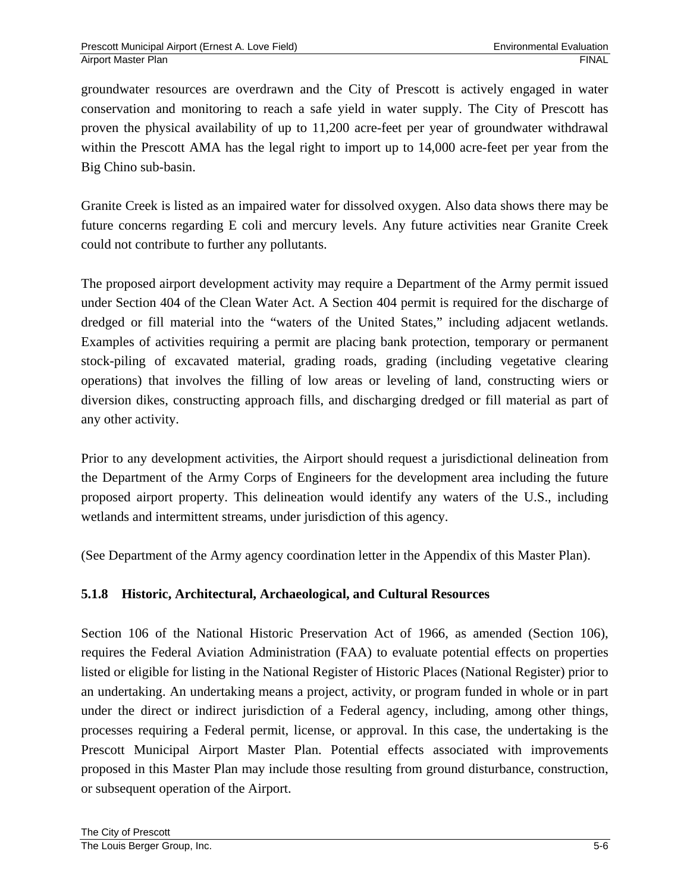groundwater resources are overdrawn and the City of Prescott is actively engaged in water conservation and monitoring to reach a safe yield in water supply. The City of Prescott has proven the physical availability of up to 11,200 acre-feet per year of groundwater withdrawal within the Prescott AMA has the legal right to import up to 14,000 acre-feet per year from the Big Chino sub-basin.

Granite Creek is listed as an impaired water for dissolved oxygen. Also data shows there may be future concerns regarding E coli and mercury levels. Any future activities near Granite Creek could not contribute to further any pollutants.

The proposed airport development activity may require a Department of the Army permit issued under Section 404 of the Clean Water Act. A Section 404 permit is required for the discharge of dredged or fill material into the "waters of the United States," including adjacent wetlands. Examples of activities requiring a permit are placing bank protection, temporary or permanent stock-piling of excavated material, grading roads, grading (including vegetative clearing operations) that involves the filling of low areas or leveling of land, constructing wiers or diversion dikes, constructing approach fills, and discharging dredged or fill material as part of any other activity.

Prior to any development activities, the Airport should request a jurisdictional delineation from the Department of the Army Corps of Engineers for the development area including the future proposed airport property. This delineation would identify any waters of the U.S., including wetlands and intermittent streams, under jurisdiction of this agency.

(See Department of the Army agency coordination letter in the Appendix of this Master Plan).

### 5.1.8 Historic, Architectural, Archaeological, and Cultural Resources

Section 106 of the National Historic Preservation Act of 1966, as amended (Section 106), requires the Federal Aviation Administration (FAA) to evaluate potential effects on properties listed or eligible for listing in the National Register of Historic Places (National Register) prior to an undertaking. An undertaking means a project, activity, or program funded in whole or in part under the direct or indirect jurisdiction of a Federal agency, including, among other things, processes requiring a Federal permit, license, or approval. In this case, the undertaking is the Prescott Municipal Airport Master Plan. Potential effects associated with improvements proposed in this Master Plan may include those resulting from ground disturbance, construction, or subsequent operation of the Airport.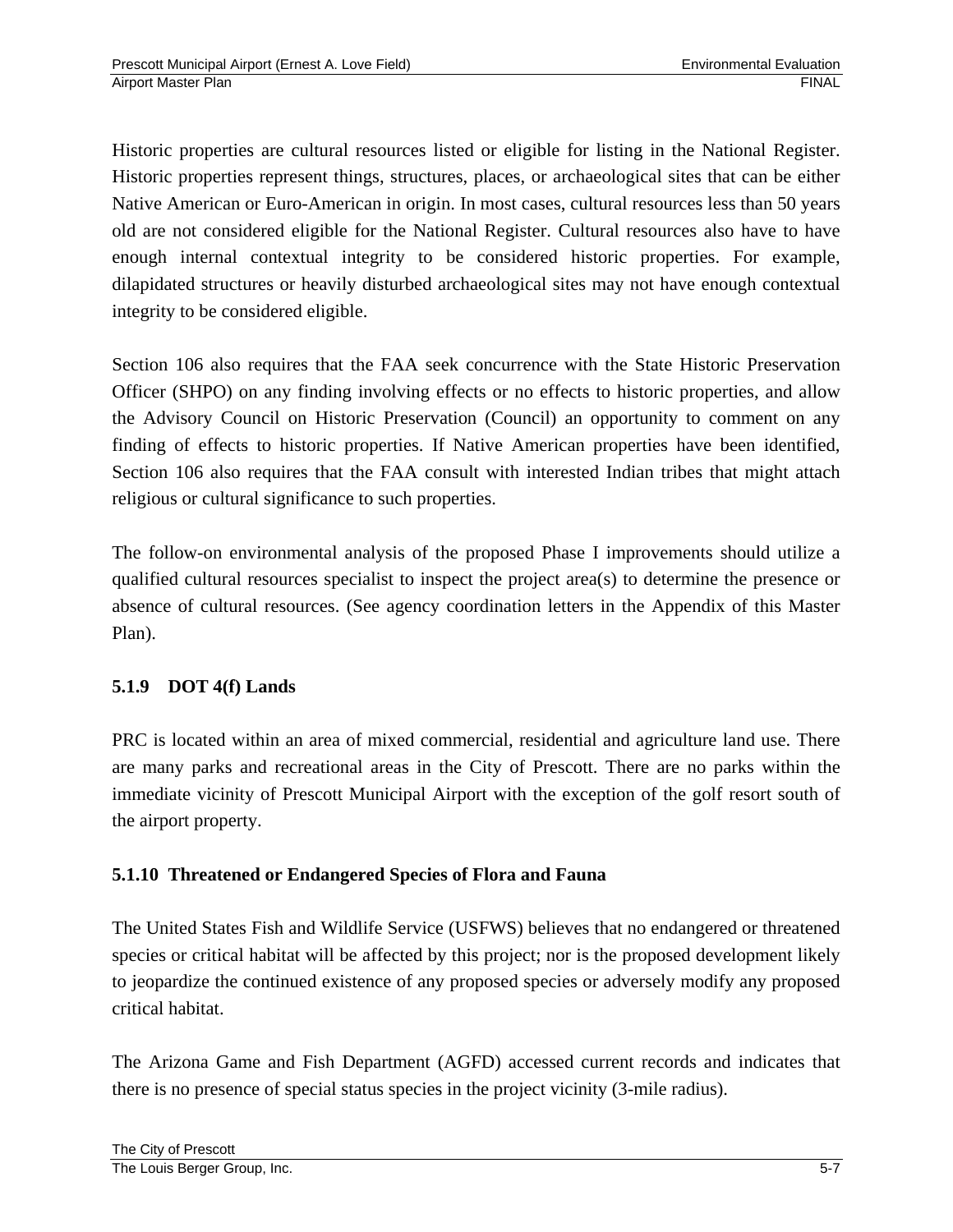Historic properties are cultural resources listed or eligible for listing in the National Register. Historic properties represent things, structures, places, or archaeological sites that can be either Native American or Euro-American in origin. In most cases, cultural resources less than 50 years old are not considered eligible for the National Register. Cultural resources also have to have enough internal contextual integrity to be considered historic properties. For example, dilapidated structures or heavily disturbed archaeological sites may not have enough contextual integrity to be considered eligible.

Section 106 also requires that the FAA seek concurrence with the State Historic Preservation Officer (SHPO) on any finding involving effects or no effects to historic properties, and allow the Advisory Council on Historic Preservation (Council) an opportunity to comment on any finding of effects to historic properties. If Native American properties have been identified, Section 106 also requires that the FAA consult with interested Indian tribes that might attach religious or cultural significance to such properties.

The follow-on environmental analysis of the proposed Phase I improvements should utilize a qualified cultural resources specialist to inspect the project area(s) to determine the presence or absence of cultural resources. (See agency coordination letters in the Appendix of this Master Plan).

### 5.1.9 DOT 4(f) Lands

PRC is located within an area of mixed commercial, residential and agriculture land use. There are many parks and recreational areas in the City of Prescott. There are no parks within the immediate vicinity of Prescott Municipal Airport with the exception of the golf resort south of the airport property.

### 5.1.10 Threatened or Endangered Species of Flora and Fauna

The United States Fish and Wildlife Service (USFWS) believes that no endangered or threatened species or critical habitat will be affected by this project; nor is the proposed development likely to jeopardize the continued existence of any proposed species or adversely modify any proposed critical habitat.

The Arizona Game and Fish Department (AGFD) accessed current records and indicates that there is no presence of special status species in the project vicinity (3-mile radius).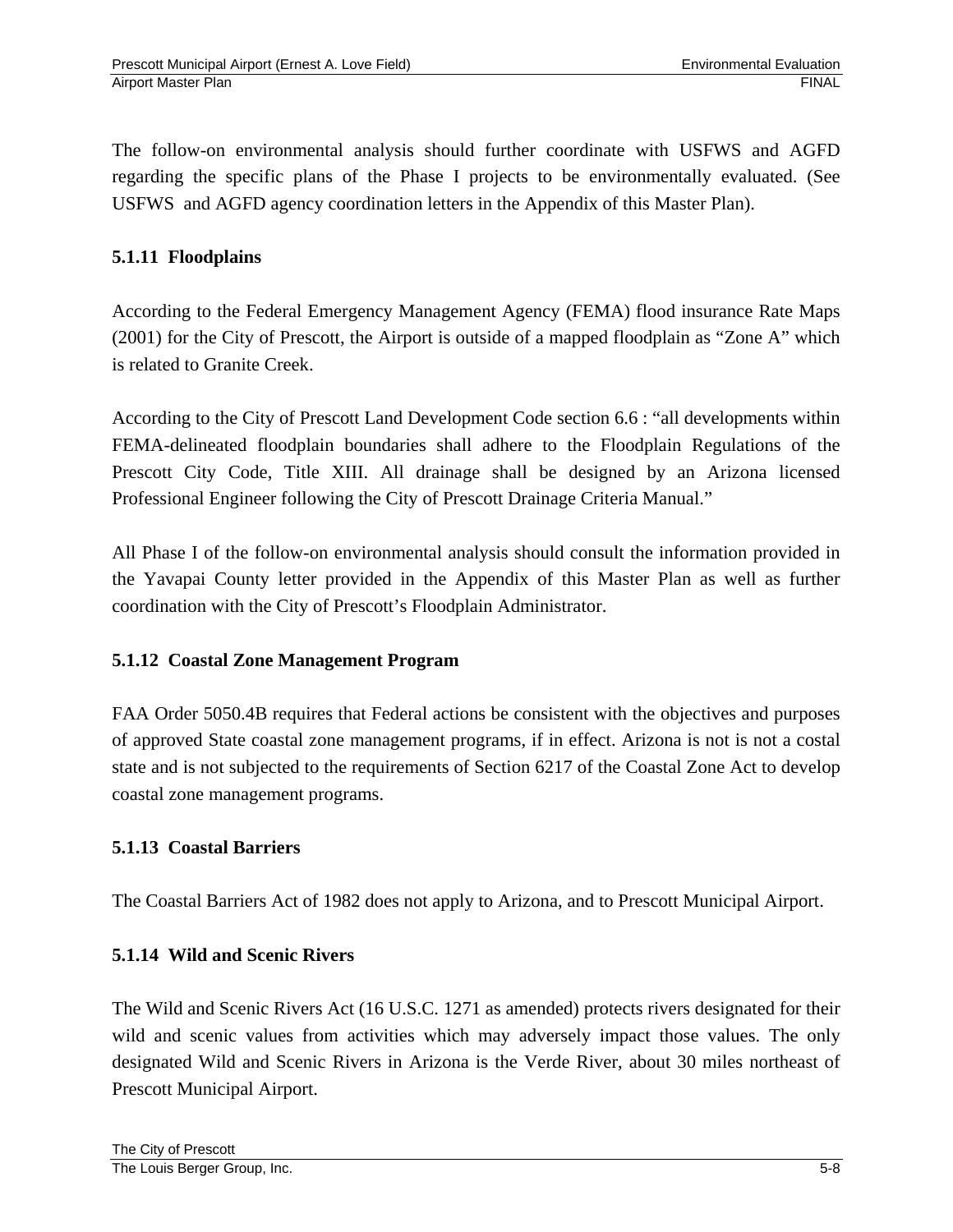The follow-on environmental analysis should further coordinate with USFWS and AGFD regarding the specific plans of the Phase I projects to be environmentally evaluated. (See USFWS and AGFD agency coordination letters in the Appendix of this Master Plan).

### 5.1.11 Floodplains

According to the Federal Emergency Management Agency (FEMA) flood insurance Rate Maps (2001) for the City of Prescott, the Airport is outside of a mapped floodplain as "Zone A" which is related to Granite Creek.

According to the City of Prescott Land Development Code section 6.6 : "all developments within FEMA-delineated floodplain boundaries shall adhere to the Floodplain Regulations of the Prescott City Code, Title XIII. All drainage shall be designed by an Arizona licensed Professional Engineer following the City of Prescott Drainage Criteria Manual."

All Phase I of the follow-on environmental analysis should consult the information provided in the Yavapai County letter provided in the Appendix of this Master Plan as well as further coordination with the City of Prescott's Floodplain Administrator.

### 5.1.12 Coastal Zone Management Program

FAA Order 5050.4B requires that Federal actions be consistent with the objectives and purposes of approved State coastal zone management programs, if in effect. Arizona is not is not a costal state and is not subjected to the requirements of Section 6217 of the Coastal Zone Act to develop coastal zone management programs.

### 5.1.13 Coastal Barriers

The Coastal Barriers Act of 1982 does not apply to Arizona, and to Prescott Municipal Airport.

### 5.1.14 Wild and Scenic Rivers

The Wild and Scenic Rivers Act (16 U.S.C. 1271 as amended) protects rivers designated for their wild and scenic values from activities which may adversely impact those values. The only designated Wild and Scenic Rivers in Arizona is the Verde River, about 30 miles northeast of Prescott Municipal Airport.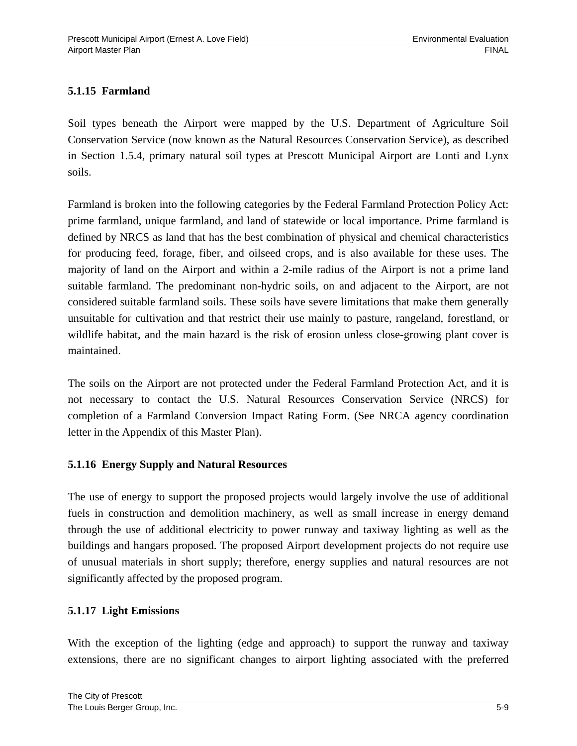### 5.1.15 Farmland

Soil types beneath the Airport were mapped by the U.S. Department of Agriculture Soil Conservation Service (now known as the Natural Resources Conservation Service), as described in Section 1.5.4, primary natural soil types at Prescott Municipal Airport are Lonti and Lynx soils.

Farmland is broken into the following categories by the Federal Farmland Protection Policy Act: prime farmland, unique farmland, and land of statewide or local importance. Prime farmland is defined by NRCS as land that has the best combination of physical and chemical characteristics for producing feed, forage, fiber, and oilseed crops, and is also available for these uses. The majority of land on the Airport and within a 2-mile radius of the Airport is not a prime land suitable farmland. The predominant non-hydric soils, on and adjacent to the Airport, are not considered suitable farmland soils. These soils have severe limitations that make them generally unsuitable for cultivation and that restrict their use mainly to pasture, rangeland, forestland, or wildlife habitat, and the main hazard is the risk of erosion unless close-growing plant cover is maintained.

The soils on the Airport are not protected under the Federal Farmland Protection Act, and it is not necessary to contact the U.S. Natural Resources Conservation Service (NRCS) for completion of a Farmland Conversion Impact Rating Form. (See NRCA agency coordination letter in the Appendix of this Master Plan).

### 5.1.16 Energy Supply and Natural Resources

The use of energy to support the proposed projects would largely involve the use of additional fuels in construction and demolition machinery, as well as small increase in energy demand through the use of additional electricity to power runway and taxiway lighting as well as the buildings and hangars proposed. The proposed Airport development projects do not require use of unusual materials in short supply; therefore, energy supplies and natural resources are not significantly affected by the proposed program.

### 5.1.17 Light Emissions

With the exception of the lighting (edge and approach) to support the runway and taxiway extensions, there are no significant changes to airport lighting associated with the preferred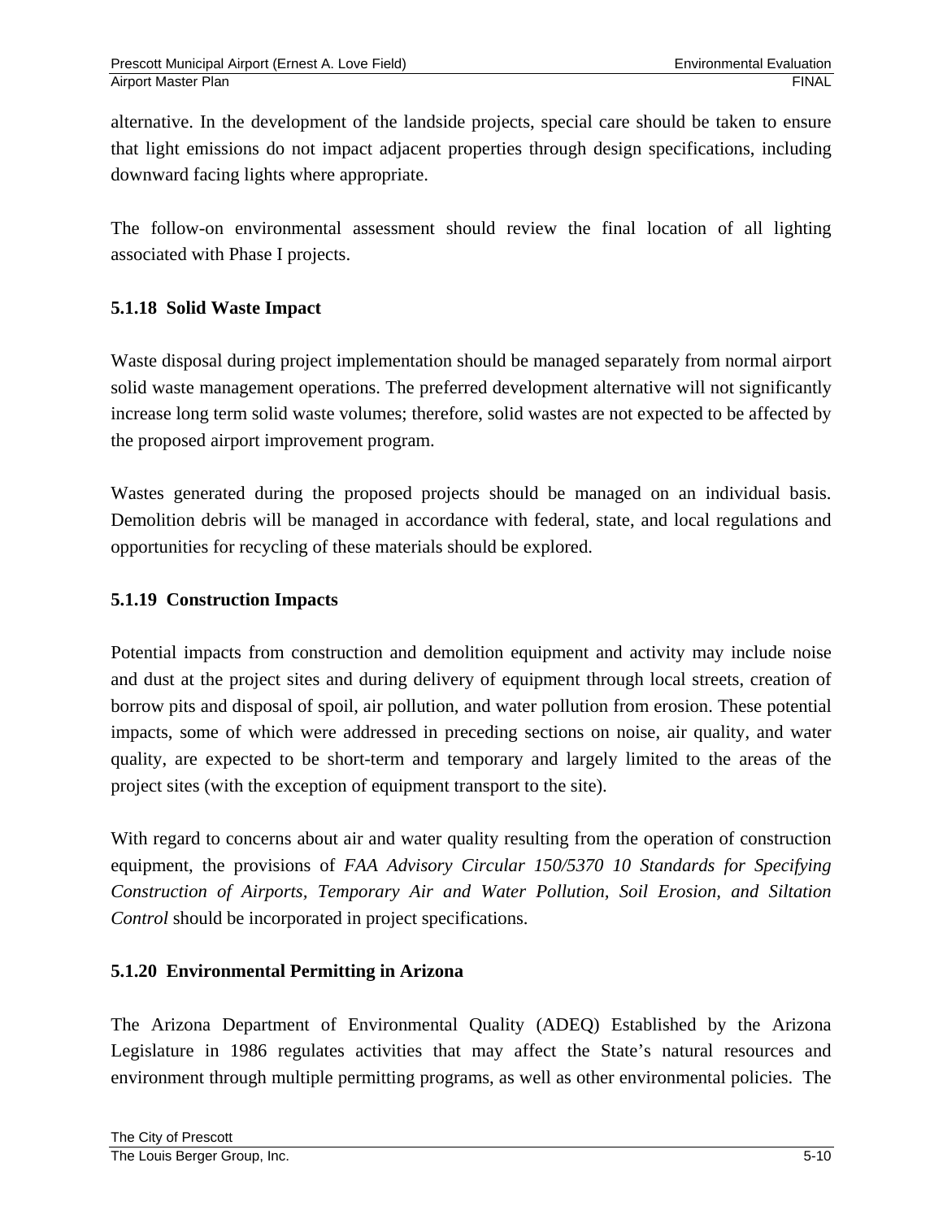alternative. In the development of the landside projects, special care should be taken to ensure that light emissions do not impact adjacent properties through design specifications, including downward facing lights where appropriate.

The follow-on environmental assessment should review the final location of all lighting associated with Phase I projects.

### 5.1.18 Solid Waste Impact

Waste disposal during project implementation should be managed separately from normal airport solid waste management operations. The preferred development alternative will not significantly increase long term solid waste volumes; therefore, solid wastes are not expected to be affected by the proposed airport improvement program.

Wastes generated during the proposed projects should be managed on an individual basis. Demolition debris will be managed in accordance with federal, state, and local regulations and opportunities for recycling of these materials should be explored.

### 5.1.19 Construction Impacts

Potential impacts from construction and demolition equipment and activity may include noise and dust at the project sites and during delivery of equipment through local streets, creation of borrow pits and disposal of spoil, air pollution, and water pollution from erosion. These potential impacts, some of which were addressed in preceding sections on noise, air quality, and water quality, are expected to be short-term and temporary and largely limited to the areas of the project sites (with the exception of equipment transport to the site).

With regard to concerns about air and water quality resulting from the operation of construction equipment, the provisions of *FAA Advisory Circular 150/5370 10 Standards for Specifying Construction of Airports, Temporary Air and Water Pollution, Soil Erosion, and Siltation Control* should be incorporated in project specifications.

### 5.1.20 Environmental Permitting in Arizona

The Arizona Department of Environmental Quality (ADEQ) Established by the Arizona Legislature in 1986 regulates activities that may affect the State's natural resources and environment through multiple permitting programs, as well as other environmental policies. The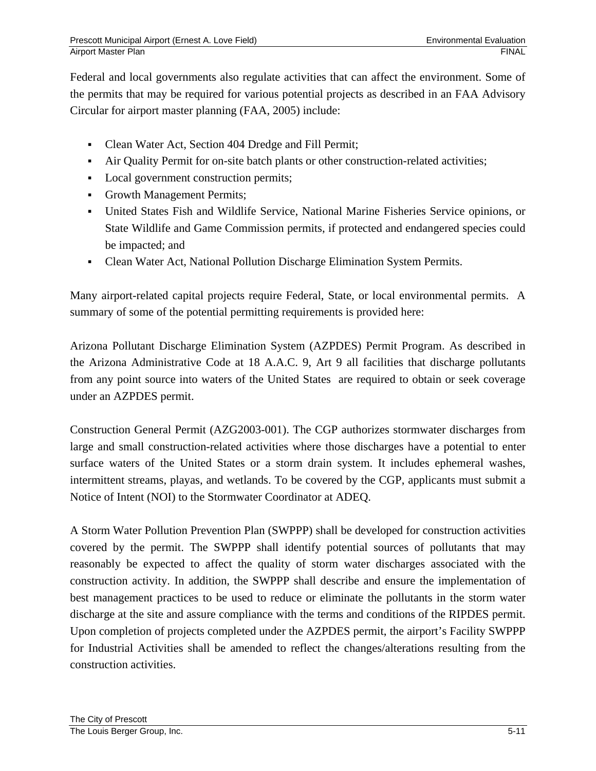Federal and local governments also regulate activities that can affect the environment. Some of the permits that may be required for various potential projects as described in an FAA Advisory Circular for airport master planning (FAA, 2005) include:

- Clean Water Act, Section 404 Dredge and Fill Permit;
- Air Quality Permit for on-site batch plants or other construction-related activities;
- Local government construction permits;
- Growth Management Permits;
- United States Fish and Wildlife Service, National Marine Fisheries Service opinions, or State Wildlife and Game Commission permits, if protected and endangered species could be impacted; and
- Clean Water Act, National Pollution Discharge Elimination System Permits.

Many airport-related capital projects require Federal, State, or local environmental permits. A summary of some of the potential permitting requirements is provided here:

Arizona Pollutant Discharge Elimination System (AZPDES) Permit Program. As described in the Arizona Administrative Code at 18 A.A.C. 9, Art 9 all facilities that discharge pollutants from any point source into waters of the United States are required to obtain or seek coverage under an AZPDES permit.

Construction General Permit (AZG2003-001). The CGP authorizes stormwater discharges from large and small construction-related activities where those discharges have a potential to enter surface waters of the United States or a storm drain system. It includes ephemeral washes, intermittent streams, playas, and wetlands. To be covered by the CGP, applicants must submit a Notice of Intent (NOI) to the Stormwater Coordinator at ADEQ.

A Storm Water Pollution Prevention Plan (SWPPP) shall be developed for construction activities covered by the permit. The SWPPP shall identify potential sources of pollutants that may reasonably be expected to affect the quality of storm water discharges associated with the construction activity. In addition, the SWPPP shall describe and ensure the implementation of best management practices to be used to reduce or eliminate the pollutants in the storm water discharge at the site and assure compliance with the terms and conditions of the RIPDES permit. Upon completion of projects completed under the AZPDES permit, the airport's Facility SWPPP for Industrial Activities shall be amended to reflect the changes/alterations resulting from the construction activities.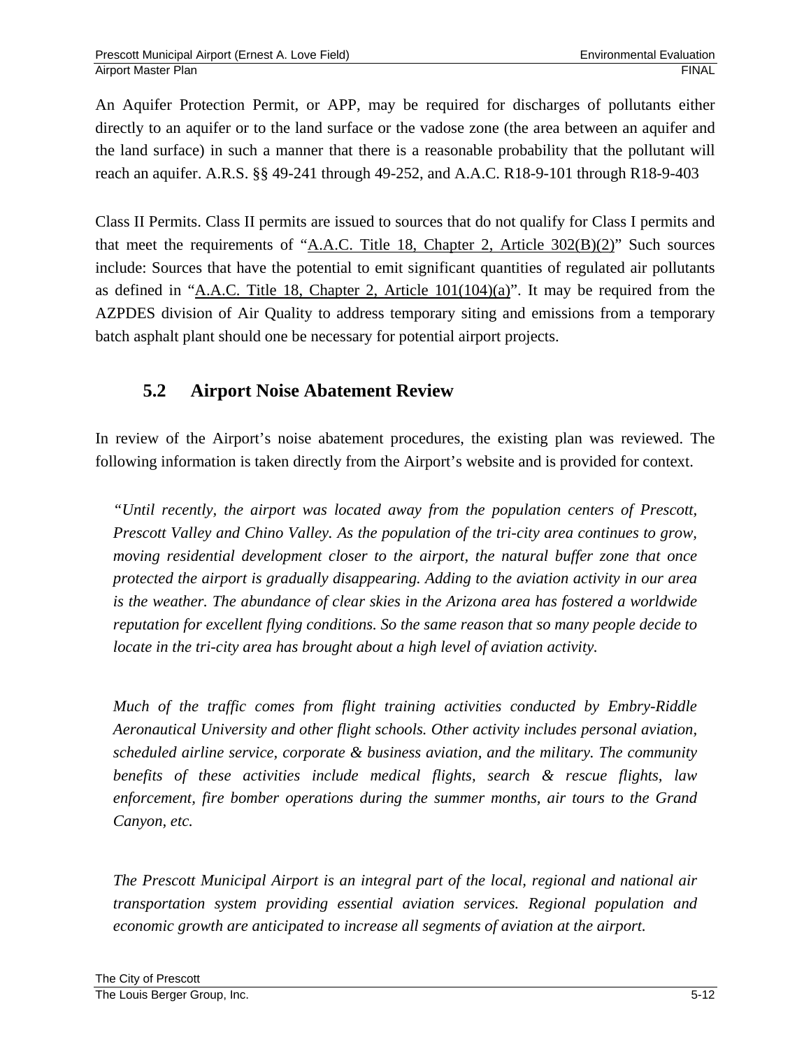An Aquifer Protection Permit, or APP, may be required for discharges of pollutants either directly to an aquifer or to the land surface or the vadose zone (the area between an aquifer and the land surface) in such a manner that there is a reasonable probability that the pollutant will reach an aquifer. A.R.S. §§ 49-241 through 49-252, and A.A.C. R18-9-101 through R18-9-403

Class II Permits. Class II permits are issued to sources that do not qualify for Class I permits and that meet the requirements of "A.A.C. Title 18, Chapter 2, Article 302(B)(2)" Such sources include: Sources that have the potential to emit significant quantities of regulated air pollutants as defined in "A.A.C. Title 18, Chapter 2, Article 101(104)(a)". It may be required from the AZPDES division of Air Quality to address temporary siting and emissions from a temporary batch asphalt plant should one be necessary for potential airport projects.

## 5.2 Airport Noise Abatement Review

In review of the Airport's noise abatement procedures, the existing plan was reviewed. The following information is taken directly from the Airport's website and is provided for context.

*"Until recently, the airport was located away from the population centers of Prescott, Prescott Valley and Chino Valley. As the population of the tri-city area continues to grow, moving residential development closer to the airport, the natural buffer zone that once protected the airport is gradually disappearing. Adding to the aviation activity in our area is the weather. The abundance of clear skies in the Arizona area has fostered a worldwide reputation for excellent flying conditions. So the same reason that so many people decide to locate in the tri-city area has brought about a high level of aviation activity.*

*Much of the traffic comes from flight training activities conducted by Embry-Riddle Aeronautical University and other flight schools. Other activity includes personal aviation, scheduled airline service, corporate & business aviation, and the military. The community benefits of these activities include medical flights, search & rescue flights, law enforcement, fire bomber operations during the summer months, air tours to the Grand Canyon, etc.*

*The Prescott Municipal Airport is an integral part of the local, regional and national air transportation system providing essential aviation services. Regional population and economic growth are anticipated to increase all segments of aviation at the airport.*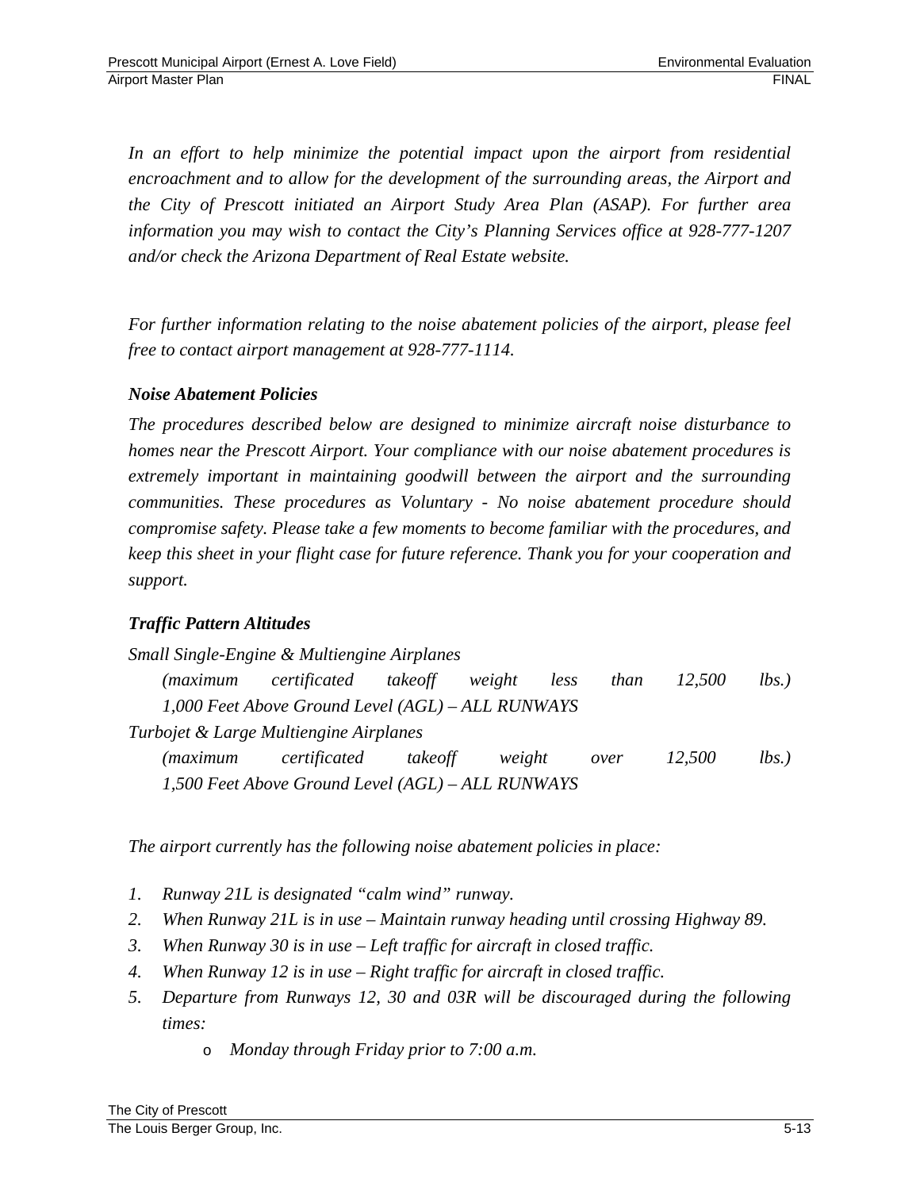*In an effort to help minimize the potential impact upon the airport from residential encroachment and to allow for the development of the surrounding areas, the Airport and the City of Prescott initiated an Airport Study Area Plan (ASAP). For further area information you may wish to contact the City's Planning Services office at 928-777-1207 and/or check the Arizona Department of Real Estate website.*

*For further information relating to the noise abatement policies of the airport, please feel free to contact airport management at 928-777-1114.*

***Noise Abatement Policies***

*The procedures described below are designed to minimize aircraft noise disturbance to homes near the Prescott Airport. Your compliance with our noise abatement procedures is extremely important in maintaining goodwill between the airport and the surrounding communities. These procedures as Voluntary - No noise abatement procedure should compromise safety. Please take a few moments to become familiar with the procedures, and keep this sheet in your flight case for future reference. Thank you for your cooperation and support.*

***Traffic Pattern Altitudes***

*Small Single-Engine & Multiengine Airplanes*

*(maximum certificated takeoff weight less than 12,500 lbs.)*
*1,000 Feet Above Ground Level (AGL) – ALL RUNWAYS*

*Turbojet & Large Multiengine Airplanes*

*(maximum certificated takeoff weight over 12,500 lbs.)*
*1,500 Feet Above Ground Level (AGL) – ALL RUNWAYS*

*The airport currently has the following noise abatement policies in place:*

1. *Runway 21L is designated "calm wind" runway.*
2. *When Runway 21L is in use – Maintain runway heading until crossing Highway 89.*
3. *When Runway 30 is in use – Left traffic for aircraft in closed traffic.*
4. *When Runway 12 is in use – Right traffic for aircraft in closed traffic.*
5. *Departure from Runways 12, 30 and 03R will be discouraged during the following times:*
   - *Monday through Friday prior to 7:00 a.m.*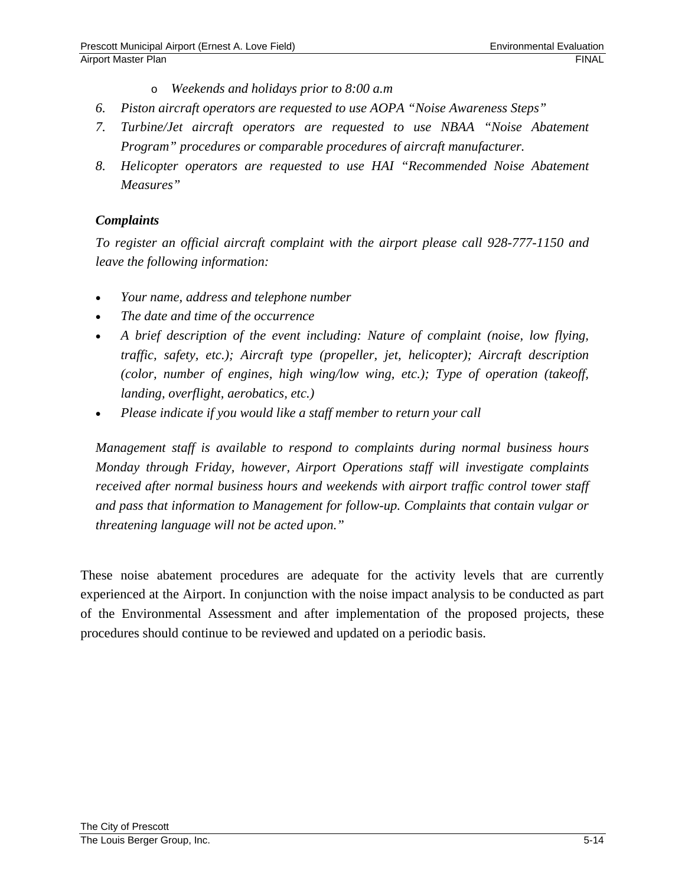- *Weekends and holidays prior to 8:00 a.m*

6. *Piston aircraft operators are requested to use AOPA "Noise Awareness Steps"*
7. *Turbine/Jet aircraft operators are requested to use NBAA "Noise Abatement Program" procedures or comparable procedures of aircraft manufacturer.*
8. *Helicopter operators are requested to use HAI "Recommended Noise Abatement Measures"*

***Complaints***

*To register an official aircraft complaint with the airport please call 928-777-1150 and leave the following information:*

- *Your name, address and telephone number*
- *The date and time of the occurrence*
- *A brief description of the event including: Nature of complaint (noise, low flying, traffic, safety, etc.); Aircraft type (propeller, jet, helicopter); Aircraft description (color, number of engines, high wing/low wing, etc.); Type of operation (takeoff, landing, overflight, aerobatics, etc.)*
- *Please indicate if you would like a staff member to return your call*

*Management staff is available to respond to complaints during normal business hours Monday through Friday, however, Airport Operations staff will investigate complaints received after normal business hours and weekends with airport traffic control tower staff and pass that information to Management for follow-up. Complaints that contain vulgar or threatening language will not be acted upon."*

These noise abatement procedures are adequate for the activity levels that are currently experienced at the Airport. In conjunction with the noise impact analysis to be conducted as part of the Environmental Assessment and after implementation of the proposed projects, these procedures should continue to be reviewed and updated on a periodic basis.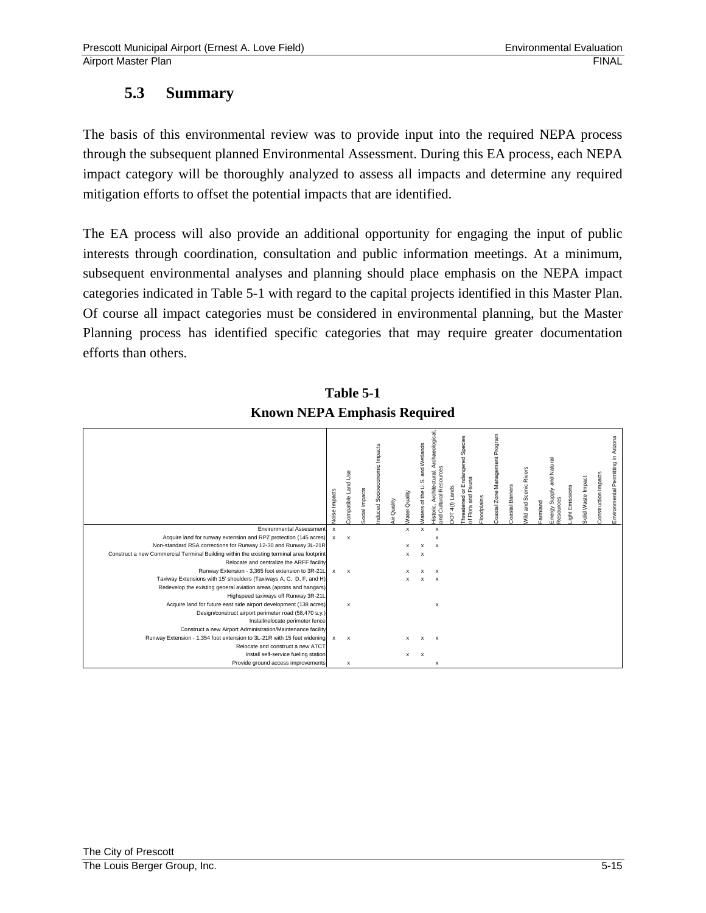## 5.3 Summary

The basis of this environmental review was to provide input into the required NEPA process through the subsequent planned Environmental Assessment. During this EA process, each NEPA impact category will be thoroughly analyzed to assess all impacts and determine any required mitigation efforts to offset the potential impacts that are identified.

The EA process will also provide an additional opportunity for engaging the input of public interests through coordination, consultation and public information meetings. At a minimum, subsequent environmental analyses and planning should place emphasis on the NEPA impact categories indicated in Table 5-1 with regard to the capital projects identified in this Master Plan. Of course all impact categories must be considered in environmental planning, but the Master Planning process has identified specific categories that may require greater documentation efforts than others.

**Table 5-1**
**Known NEPA Emphasis Required**

| | Noise Impacts | Compatible Land Use | Social Impacts | Induced Socioeconomic Impacts | Air Quality | Water Quality | Waters of the U.S. and Wetlands | Historic, Architectural, Archaeological, and Cultural Resources | DOT 4(f) Lands | Threatened or Endangered Species of Flora and Fauna | Floodplains | Coastal Zone Management Program | Coastal Barriers | Wild and Scenic Rivers | Farmland | Energy Supply and Natural Resources | Light Emissions | Solid Waste Impact | Construction Impacts | Environmental Permitting in Arizona |
|---|---|---|---|---|---|---|---|---|---|---|---|---|---|---|---|---|---|---|---|---|
| Environmental Assessment | x | | | | | x | x | x | | | | | | | | | | | | |
| Acquire land for runway extension and RPZ protection (145 acres) | x | x | | | | | | x | | | | | | | | | | | | |
| Non-standard RSA corrections for Runway 12-30 and Runway 3L-21R | | | | | | x | x | x | | | | | | | | | | | | |
| Construct a new Commercial Terminal Building within the existing terminal area footprint | | | | | | x | x | | | | | | | | | | | | | |
| Relocate and centralize the ARFF facility | | | | | | | | | | | | | | | | | | | | |
| Runway Extension - 3,365 foot extension to 3R-21L | x | x | | | | x | x | x | | | | | | | | | | | | |
| Taxiway Extensions with 15' shoulders (Taxiways A, C, D, F, and H) | | | | | | x | x | x | | | | | | | | | | | | |
| Redevelop the existing general aviation areas (aprons and hangars) | | | | | | | | | | | | | | | | | | | | |
| Highspeed taxiways off Runway 3R-21L | | | | | | | | | | | | | | | | | | | | |
| Acquire land for future east side airport development (138 acres) | | x | | | | | | x | | | | | | | | | | | | |
| Design/construct airport perimeter road (58,470 s.y.) | | | | | | | | | | | | | | | | | | | | |
| Install/relocate perimeter fence | | | | | | | | | | | | | | | | | | | | |
| Construct a new Airport Administration/Maintenance facility | | | | | | | | | | | | | | | | | | | | |
| Runway Extension - 1,354 foot extension to 3L-21R with 15 feet widening | x | x | | | | x | x | x | | | | | | | | | | | | |
| Relocate and construct a new ATCT | | | | | | | | | | | | | | | | | | | | |
| Install self-service fueling station | | | | | | x | x | | | | | | | | | | | | | |
| Provide ground access improvements | | x | | | | | | x | | | | | | | | | | | | |